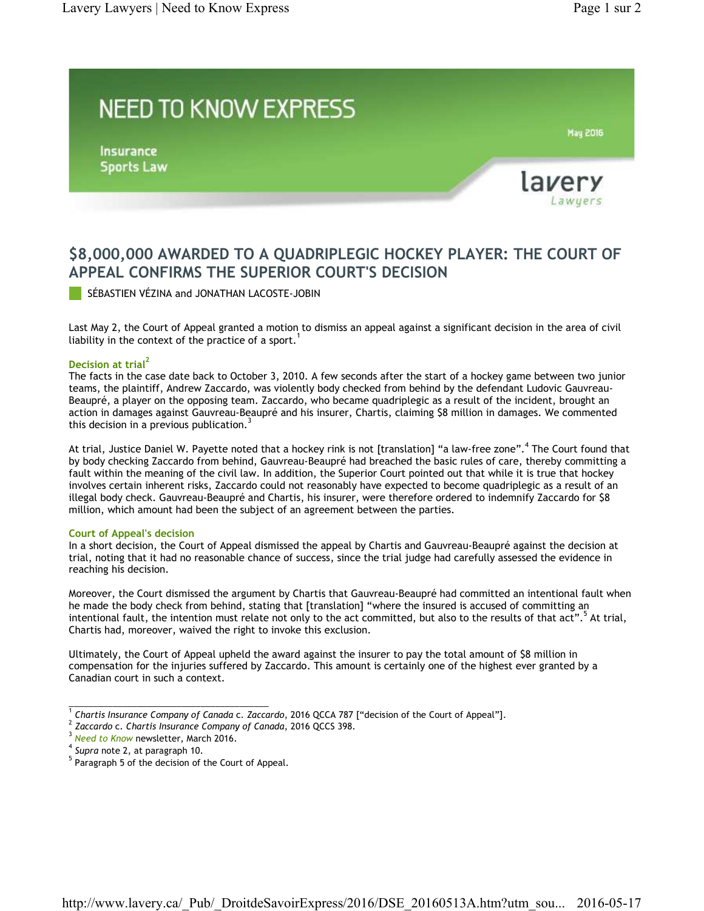# NEED TO KNOW EXPRESS

Insurance
Sports Law

May 2016

lavery
Lawyers

## $8,000,000 AWARDED TO A QUADRIPLEGIC HOCKEY PLAYER: THE COURT OF APPEAL CONFIRMS THE SUPERIOR COURT'S DECISION

SÉBASTIEN VÉZINA and JONATHAN LACOSTE-JOBIN

Last May 2, the Court of Appeal granted a motion to dismiss an appeal against a significant decision in the area of civil liability in the context of the practice of a sport.[1]

### Decision at trial[2]

The facts in the case date back to October 3, 2010. A few seconds after the start of a hockey game between two junior teams, the plaintiff, Andrew Zaccardo, was violently body checked from behind by the defendant Ludovic Gauvreau-Beaupré, a player on the opposing team. Zaccardo, who became quadriplegic as a result of the incident, brought an action in damages against Gauvreau-Beaupré and his insurer, Chartis, claiming $8 million in damages. We commented this decision in a previous publication.[3]

At trial, Justice Daniel W. Payette noted that a hockey rink is not [translation] "a law-free zone".[4] The Court found that by body checking Zaccardo from behind, Gauvreau-Beaupré had breached the basic rules of care, thereby committing a fault within the meaning of the civil law. In addition, the Superior Court pointed out that while it is true that hockey involves certain inherent risks, Zaccardo could not reasonably have expected to become quadriplegic as a result of an illegal body check. Gauvreau-Beaupré and Chartis, his insurer, were therefore ordered to indemnify Zaccardo for $8 million, which amount had been the subject of an agreement between the parties.

### Court of Appeal's decision

In a short decision, the Court of Appeal dismissed the appeal by Chartis and Gauvreau-Beaupré against the decision at trial, noting that it had no reasonable chance of success, since the trial judge had carefully assessed the evidence in reaching his decision.

Moreover, the Court dismissed the argument by Chartis that Gauvreau-Beaupré had committed an intentional fault when he made the body check from behind, stating that [translation] "where the insured is accused of committing an intentional fault, the intention must relate not only to the act committed, but also to the results of that act".[5] At trial, Chartis had, moreover, waived the right to invoke this exclusion.

Ultimately, the Court of Appeal upheld the award against the insurer to pay the total amount of $8 million in compensation for the injuries suffered by Zaccardo. This amount is certainly one of the highest ever granted by a Canadian court in such a context.

---

[1] *Chartis Insurance Company of Canada* c. *Zaccardo*, 2016 QCCA 787 ["decision of the Court of Appeal"].
[2] *Zaccardo* c. *Chartis Insurance Company of Canada*, 2016 QCCS 398.
[3] *Need to Know* newsletter, March 2016.
[4] *Supra* note 2, at paragraph 10.
[5] Paragraph 5 of the decision of the Court of Appeal.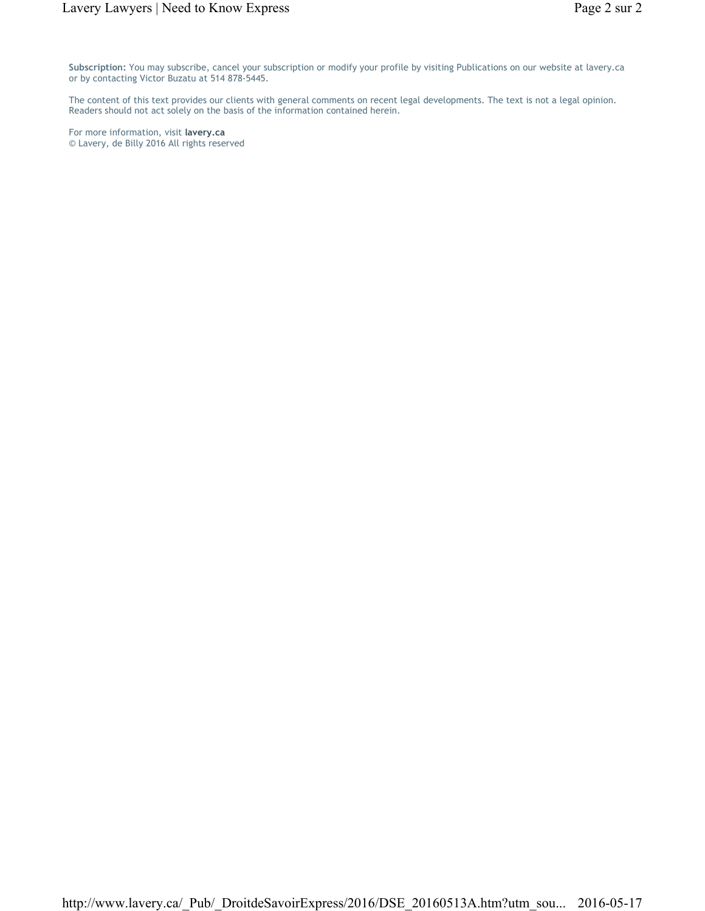**Subscription:** You may subscribe, cancel your subscription or modify your profile by visiting Publications on our website at lavery.ca or by contacting Victor Buzatu at 514 878-5445.

The content of this text provides our clients with general comments on recent legal developments. The text is not a legal opinion. Readers should not act solely on the basis of the information contained herein.

For more information, visit **lavery.ca**
© Lavery, de Billy 2016 All rights reserved